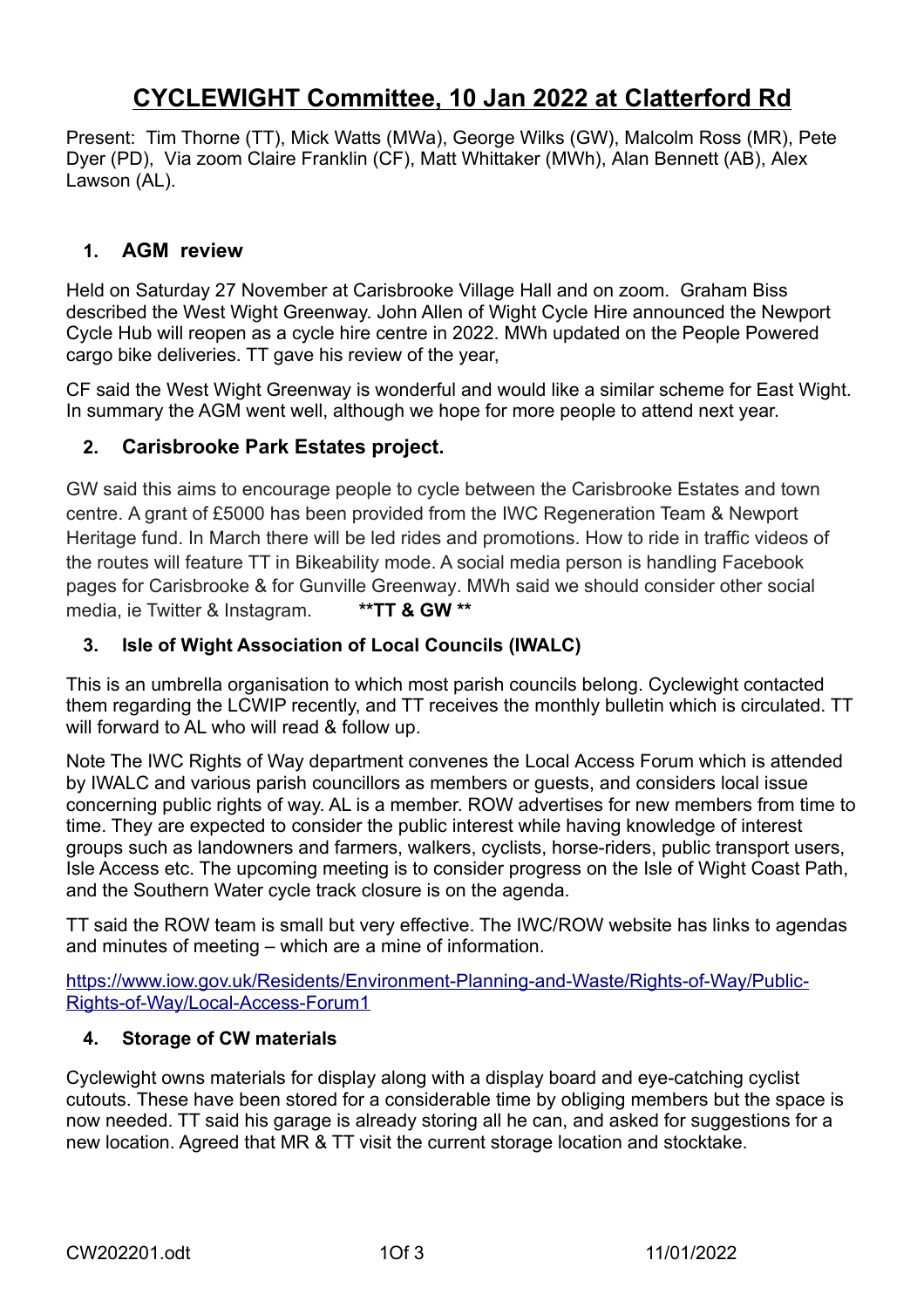# CYCLEWIGHT Committee, 10 Jan 2022 at Clatterford Rd

Present: Tim Thorne (TT), Mick Watts (MWa), George Wilks (GW), Malcolm Ross (MR), Pete Dyer (PD), Via zoom Claire Franklin (CF), Matt Whittaker (MWh), Alan Bennett (AB), Alex Lawson (AL).

## 1. AGM review

Held on Saturday 27 November at Carisbrooke Village Hall and on zoom. Graham Biss described the West Wight Greenway. John Allen of Wight Cycle Hire announced the Newport Cycle Hub will reopen as a cycle hire centre in 2022. MWh updated on the People Powered cargo bike deliveries. TT gave his review of the year,

CF said the West Wight Greenway is wonderful and would like a similar scheme for East Wight. In summary the AGM went well, although we hope for more people to attend next year.

## 2. Carisbrooke Park Estates project.

GW said this aims to encourage people to cycle between the Carisbrooke Estates and town centre. A grant of £5000 has been provided from the IWC Regeneration Team & Newport Heritage fund. In March there will be led rides and promotions. How to ride in traffic videos of the routes will feature TT in Bikeability mode. A social media person is handling Facebook pages for Carisbrooke & for Gunville Greenway. MWh said we should consider other social media, ie Twitter & Instagram. **\*\*TT & GW \*\***

## 3. Isle of Wight Association of Local Councils (IWALC)

This is an umbrella organisation to which most parish councils belong. Cyclewight contacted them regarding the LCWIP recently, and TT receives the monthly bulletin which is circulated. TT will forward to AL who will read & follow up.

Note The IWC Rights of Way department convenes the Local Access Forum which is attended by IWALC and various parish councillors as members or guests, and considers local issue concerning public rights of way. AL is a member. ROW advertises for new members from time to time. They are expected to consider the public interest while having knowledge of interest groups such as landowners and farmers, walkers, cyclists, horse-riders, public transport users, Isle Access etc. The upcoming meeting is to consider progress on the Isle of Wight Coast Path, and the Southern Water cycle track closure is on the agenda.

TT said the ROW team is small but very effective. The IWC/ROW website has links to agendas and minutes of meeting – which are a mine of information.

https://www.iow.gov.uk/Residents/Environment-Planning-and-Waste/Rights-of-Way/Public-Rights-of-Way/Local-Access-Forum1

## 4. Storage of CW materials

Cyclewight owns materials for display along with a display board and eye-catching cyclist cutouts. These have been stored for a considerable time by obliging members but the space is now needed. TT said his garage is already storing all he can, and asked for suggestions for a new location. Agreed that MR & TT visit the current storage location and stocktake.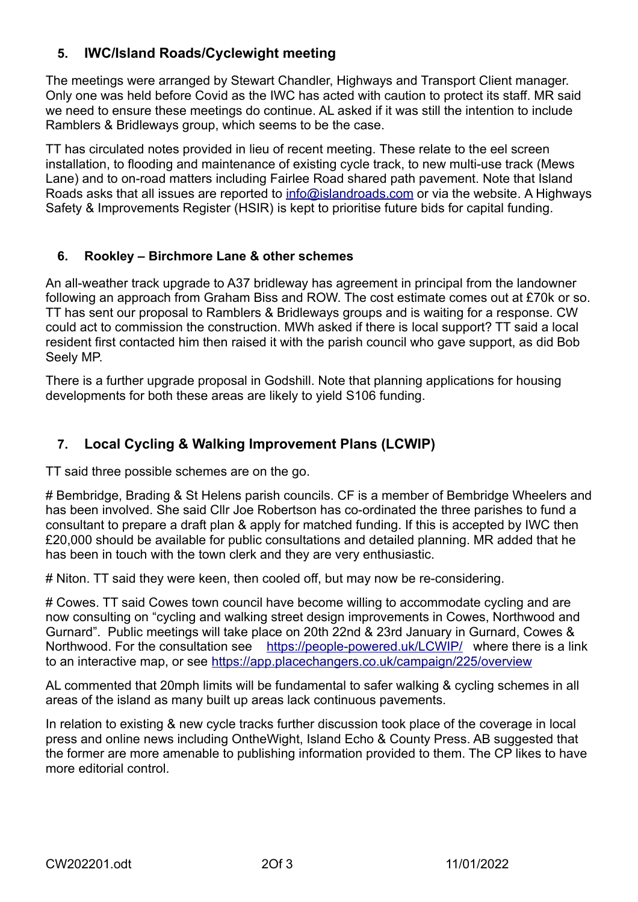## 5. IWC/Island Roads/Cyclewight meeting

The meetings were arranged by Stewart Chandler, Highways and Transport Client manager. Only one was held before Covid as the IWC has acted with caution to protect its staff. MR said we need to ensure these meetings do continue. AL asked if it was still the intention to include Ramblers & Bridleways group, which seems to be the case.

TT has circulated notes provided in lieu of recent meeting. These relate to the eel screen installation, to flooding and maintenance of existing cycle track, to new multi-use track (Mews Lane) and to on-road matters including Fairlee Road shared path pavement. Note that Island Roads asks that all issues are reported to info@islandroads.com or via the website. A Highways Safety & Improvements Register (HSIR) is kept to prioritise future bids for capital funding.

## 6. Rookley – Birchmore Lane & other schemes

An all-weather track upgrade to A37 bridleway has agreement in principal from the landowner following an approach from Graham Biss and ROW. The cost estimate comes out at £70k or so. TT has sent our proposal to Ramblers & Bridleways groups and is waiting for a response. CW could act to commission the construction. MWh asked if there is local support? TT said a local resident first contacted him then raised it with the parish council who gave support, as did Bob Seely MP.

There is a further upgrade proposal in Godshill. Note that planning applications for housing developments for both these areas are likely to yield S106 funding.

## 7. Local Cycling & Walking Improvement Plans (LCWIP)

TT said three possible schemes are on the go.

# Bembridge, Brading & St Helens parish councils. CF is a member of Bembridge Wheelers and has been involved. She said Cllr Joe Robertson has co-ordinated the three parishes to fund a consultant to prepare a draft plan & apply for matched funding. If this is accepted by IWC then £20,000 should be available for public consultations and detailed planning. MR added that he has been in touch with the town clerk and they are very enthusiastic.

# Niton. TT said they were keen, then cooled off, but may now be re-considering.

# Cowes. TT said Cowes town council have become willing to accommodate cycling and are now consulting on "cycling and walking street design improvements in Cowes, Northwood and Gurnard". Public meetings will take place on 20th 22nd & 23rd January in Gurnard, Cowes & Northwood. For the consultation see https://people-powered.uk/LCWIP/ where there is a link to an interactive map, or see https://app.placechangers.co.uk/campaign/225/overview

AL commented that 20mph limits will be fundamental to safer walking & cycling schemes in all areas of the island as many built up areas lack continuous pavements.

In relation to existing & new cycle tracks further discussion took place of the coverage in local press and online news including OntheWight, Island Echo & County Press. AB suggested that the former are more amenable to publishing information provided to them. The CP likes to have more editorial control.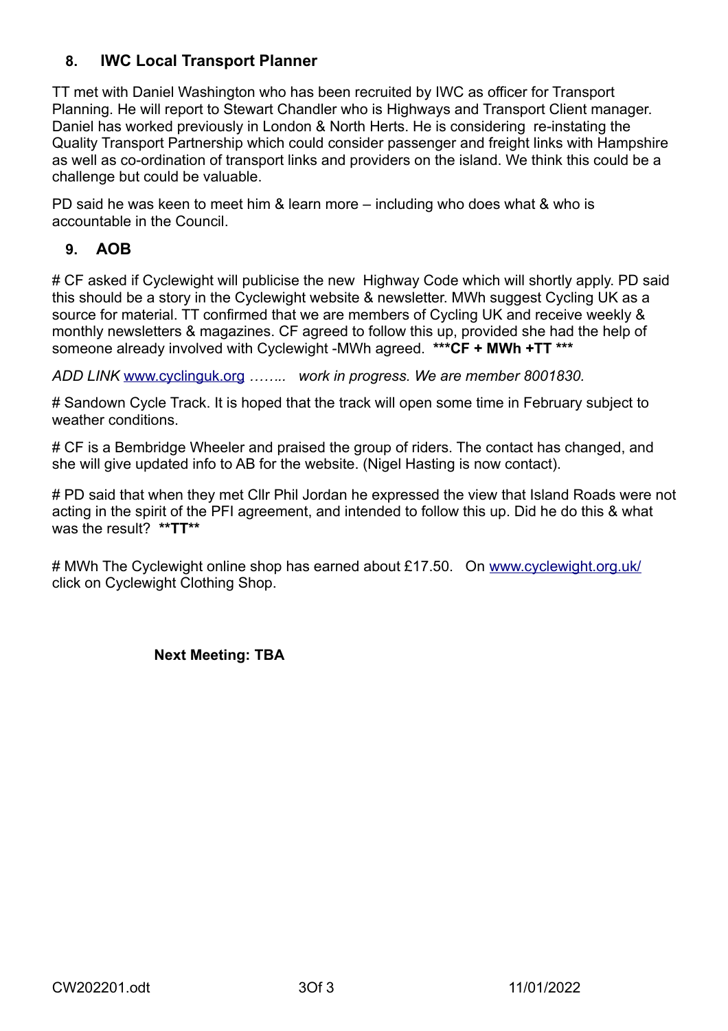## 8. IWC Local Transport Planner

TT met with Daniel Washington who has been recruited by IWC as officer for Transport Planning. He will report to Stewart Chandler who is Highways and Transport Client manager. Daniel has worked previously in London & North Herts. He is considering re-instating the Quality Transport Partnership which could consider passenger and freight links with Hampshire as well as co-ordination of transport links and providers on the island. We think this could be a challenge but could be valuable.

PD said he was keen to meet him & learn more – including who does what & who is accountable in the Council.

## 9. AOB

# CF asked if Cyclewight will publicise the new Highway Code which will shortly apply. PD said this should be a story in the Cyclewight website & newsletter. MWh suggest Cycling UK as a source for material. TT confirmed that we are members of Cycling UK and receive weekly & monthly newsletters & magazines. CF agreed to follow this up, provided she had the help of someone already involved with Cyclewight -MWh agreed. **\*\*\*CF + MWh +TT \*\*\***

*ADD LINK* [www.cyclinguk.org](http://www.cyclinguk.org) *…….. work in progress. We are member 8001830.*

# Sandown Cycle Track. It is hoped that the track will open some time in February subject to weather conditions.

# CF is a Bembridge Wheeler and praised the group of riders. The contact has changed, and she will give updated info to AB for the website. (Nigel Hasting is now contact).

# PD said that when they met Cllr Phil Jordan he expressed the view that Island Roads were not acting in the spirit of the PFI agreement, and intended to follow this up. Did he do this & what was the result? **\*\*TT\*\***

# MWh The Cyclewight online shop has earned about £17.50. On [www.cyclewight.org.uk/](http://www.cyclewight.org.uk/) click on Cyclewight Clothing Shop.

**Next Meeting: TBA**